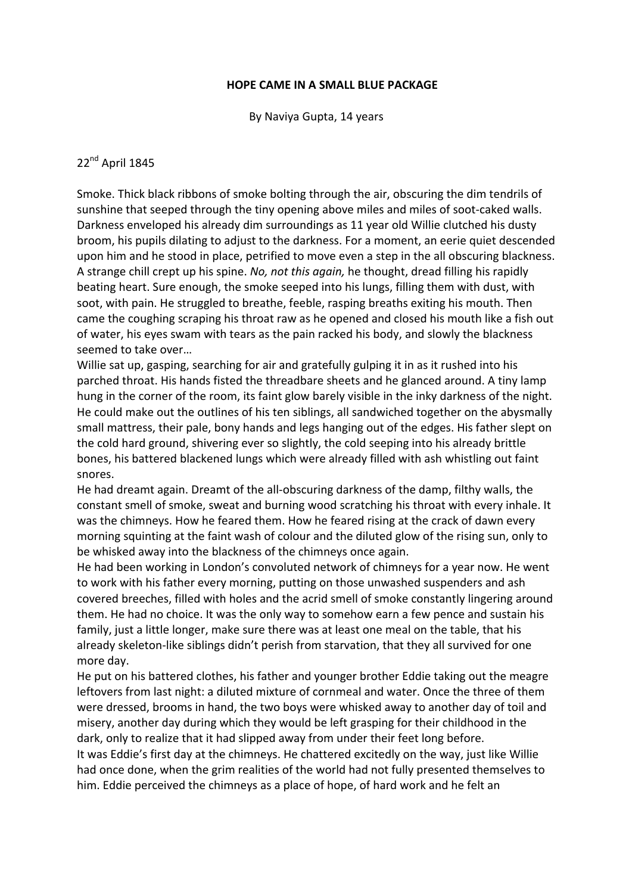# HOPE CAME IN A SMALL BLUE PACKAGE

By Naviya Gupta, 14 years

22nd April 1845

Smoke. Thick black ribbons of smoke bolting through the air, obscuring the dim tendrils of sunshine that seeped through the tiny opening above miles and miles of soot-caked walls. Darkness enveloped his already dim surroundings as 11 year old Willie clutched his dusty broom, his pupils dilating to adjust to the darkness. For a moment, an eerie quiet descended upon him and he stood in place, petrified to move even a step in the all obscuring blackness. A strange chill crept up his spine. *No, not this again,* he thought, dread filling his rapidly beating heart. Sure enough, the smoke seeped into his lungs, filling them with dust, with soot, with pain. He struggled to breathe, feeble, rasping breaths exiting his mouth. Then came the coughing scraping his throat raw as he opened and closed his mouth like a fish out of water, his eyes swam with tears as the pain racked his body, and slowly the blackness seemed to take over…

Willie sat up, gasping, searching for air and gratefully gulping it in as it rushed into his parched throat. His hands fisted the threadbare sheets and he glanced around. A tiny lamp hung in the corner of the room, its faint glow barely visible in the inky darkness of the night. He could make out the outlines of his ten siblings, all sandwiched together on the abysmally small mattress, their pale, bony hands and legs hanging out of the edges. His father slept on the cold hard ground, shivering ever so slightly, the cold seeping into his already brittle bones, his battered blackened lungs which were already filled with ash whistling out faint snores.

He had dreamt again. Dreamt of the all-obscuring darkness of the damp, filthy walls, the constant smell of smoke, sweat and burning wood scratching his throat with every inhale. It was the chimneys. How he feared them. How he feared rising at the crack of dawn every morning squinting at the faint wash of colour and the diluted glow of the rising sun, only to be whisked away into the blackness of the chimneys once again.

He had been working in London's convoluted network of chimneys for a year now. He went to work with his father every morning, putting on those unwashed suspenders and ash covered breeches, filled with holes and the acrid smell of smoke constantly lingering around them. He had no choice. It was the only way to somehow earn a few pence and sustain his family, just a little longer, make sure there was at least one meal on the table, that his already skeleton-like siblings didn't perish from starvation, that they all survived for one more day.

He put on his battered clothes, his father and younger brother Eddie taking out the meagre leftovers from last night: a diluted mixture of cornmeal and water. Once the three of them were dressed, brooms in hand, the two boys were whisked away to another day of toil and misery, another day during which they would be left grasping for their childhood in the dark, only to realize that it had slipped away from under their feet long before.

It was Eddie's first day at the chimneys. He chattered excitedly on the way, just like Willie had once done, when the grim realities of the world had not fully presented themselves to him. Eddie perceived the chimneys as a place of hope, of hard work and he felt an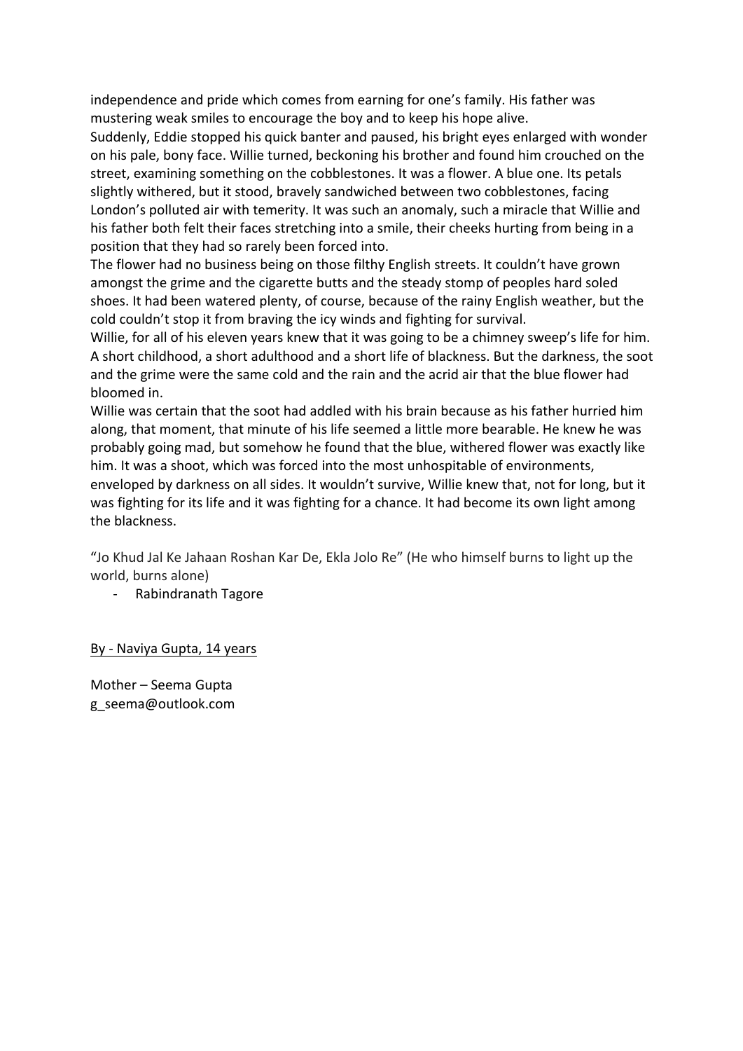independence and pride which comes from earning for one's family. His father was mustering weak smiles to encourage the boy and to keep his hope alive.

Suddenly, Eddie stopped his quick banter and paused, his bright eyes enlarged with wonder on his pale, bony face. Willie turned, beckoning his brother and found him crouched on the street, examining something on the cobblestones. It was a flower. A blue one. Its petals slightly withered, but it stood, bravely sandwiched between two cobblestones, facing London's polluted air with temerity. It was such an anomaly, such a miracle that Willie and his father both felt their faces stretching into a smile, their cheeks hurting from being in a position that they had so rarely been forced into.

The flower had no business being on those filthy English streets. It couldn't have grown amongst the grime and the cigarette butts and the steady stomp of peoples hard soled shoes. It had been watered plenty, of course, because of the rainy English weather, but the cold couldn't stop it from braving the icy winds and fighting for survival.

Willie, for all of his eleven years knew that it was going to be a chimney sweep's life for him. A short childhood, a short adulthood and a short life of blackness. But the darkness, the soot and the grime were the same cold and the rain and the acrid air that the blue flower had bloomed in.

Willie was certain that the soot had addled with his brain because as his father hurried him along, that moment, that minute of his life seemed a little more bearable. He knew he was probably going mad, but somehow he found that the blue, withered flower was exactly like him. It was a shoot, which was forced into the most unhospitable of environments, enveloped by darkness on all sides. It wouldn't survive, Willie knew that, not for long, but it was fighting for its life and it was fighting for a chance. It had become its own light among the blackness.

"Jo Khud Jal Ke Jahaan Roshan Kar De, Ekla Jolo Re" (He who himself burns to light up the world, burns alone)

- Rabindranath Tagore

By - Naviya Gupta, 14 years

Mother – Seema Gupta
g_seema@outlook.com